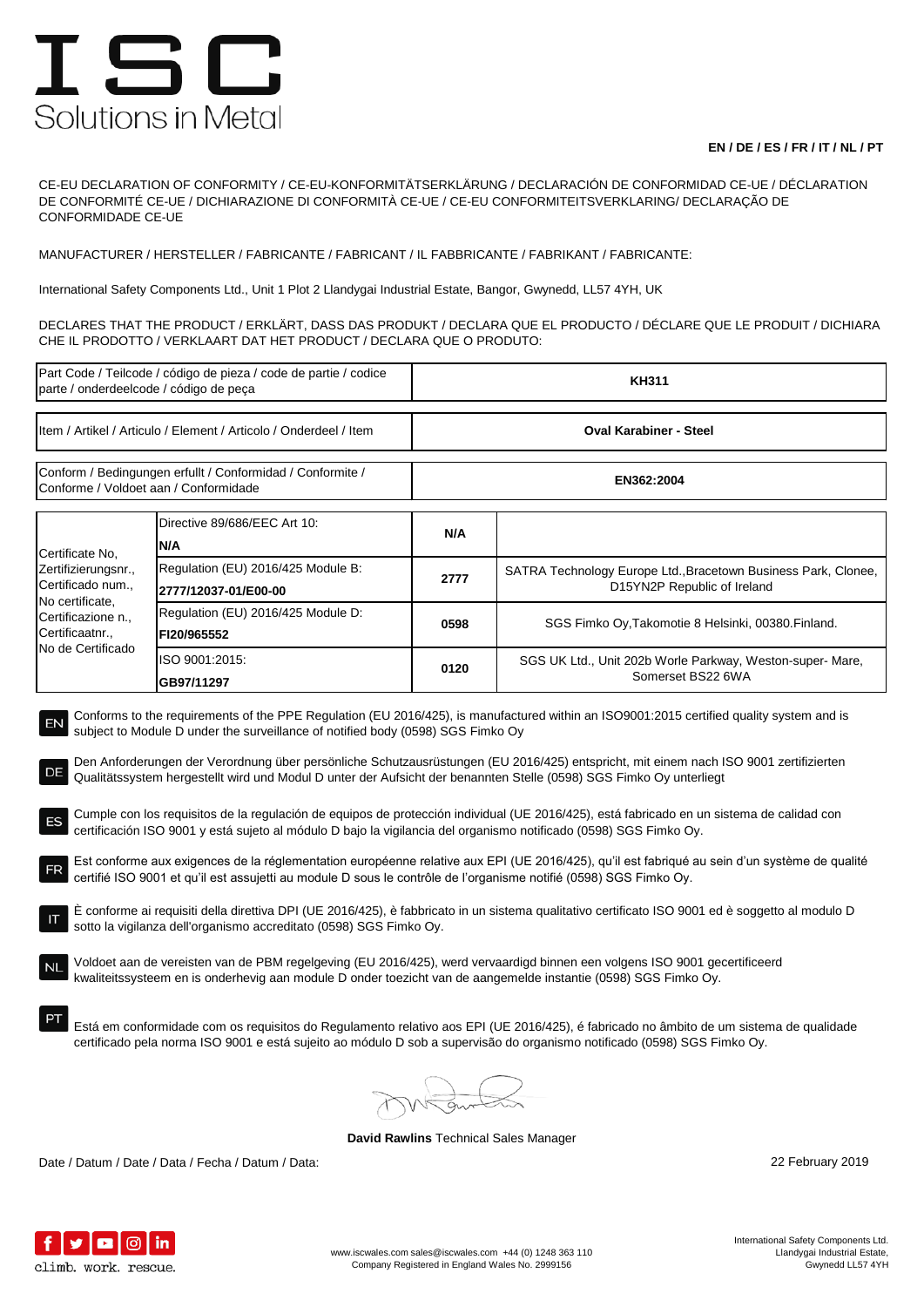# ISC
Solutions in Metal

**EN / DE / ES / FR / IT / NL / PT**

CE-EU DECLARATION OF CONFORMITY / CE-EU-KONFORMITÄTSERKLÄRUNG / DECLARACIÓN DE CONFORMIDAD CE-UE / DÉCLARATION DE CONFORMITÉ CE-UE / DICHIARAZIONE DI CONFORMITÀ CE-UE / CE-EU CONFORMITEITSVERKLARING/ DECLARAÇÃO DE CONFORMIDADE CE-UE

MANUFACTURER / HERSTELLER / FABRICANTE / FABRICANT / IL FABBRICANTE / FABRIKANT / FABRICANTE:

International Safety Components Ltd., Unit 1 Plot 2 Llandygai Industrial Estate, Bangor, Gwynedd, LL57 4YH, UK

DECLARES THAT THE PRODUCT / ERKLÄRT, DASS DAS PRODUKT / DECLARA QUE EL PRODUCTO / DÉCLARE QUE LE PRODUIT / DICHIARA CHE IL PRODOTTO / VERKLAART DAT HET PRODUCT / DECLARA QUE O PRODUTO:

| Part Code / Teilcode / código de pieza / code de partie / codice parte / onderdeelcode / código de peça | **KH311** |
|---|---|
| Item / Artikel / Articulo / Element / Articolo / Onderdeel / Item | **Oval Karabiner - Steel** |
| Conform / Bedingungen erfullt / Conformidad / Conformite / Conforme / Voldoet aan / Conformidade | **EN362:2004** |

| Certificate No, Zertifizierungsnr., Certificado num., No certificate, Certificazione n., Certificaatnr., No de Certificado | | | |
|---|---|---|---|
| | Directive 89/686/EEC Art 10: **N/A** | **N/A** | |
| | Regulation (EU) 2016/425 Module B: **2777/12037-01/E00-00** | **2777** | SATRA Technology Europe Ltd.,Bracetown Business Park, Clonee, D15YN2P Republic of Ireland |
| | Regulation (EU) 2016/425 Module D: **FI20/965552** | **0598** | SGS Fimko Oy,Takomotie 8 Helsinki, 00380.Finland. |
| | ISO 9001:2015: **GB97/11297** | **0120** | SGS UK Ltd., Unit 202b Worle Parkway, Weston-super- Mare, Somerset BS22 6WA |

EN Conforms to the requirements of the PPE Regulation (EU 2016/425), is manufactured within an ISO9001:2015 certified quality system and is subject to Module D under the surveillance of notified body (0598) SGS Fimko Oy

DE Den Anforderungen der Verordnung über persönliche Schutzausrüstungen (EU 2016/425) entspricht, mit einem nach ISO 9001 zertifizierten Qualitätssystem hergestellt wird und Modul D unter der Aufsicht der benannten Stelle (0598) SGS Fimko Oy unterliegt

ES Cumple con los requisitos de la regulación de equipos de protección individual (UE 2016/425), está fabricado en un sistema de calidad con certificación ISO 9001 y está sujeto al módulo D bajo la vigilancia del organismo notificado (0598) SGS Fimko Oy.

FR Est conforme aux exigences de la réglementation européenne relative aux EPI (UE 2016/425), qu'il est fabriqué au sein d'un système de qualité certifié ISO 9001 et qu'il est assujetti au module D sous le contrôle de l'organisme notifié (0598) SGS Fimko Oy.

IT È conforme ai requisiti della direttiva DPI (UE 2016/425), è fabbricato in un sistema qualitativo certificato ISO 9001 ed è soggetto al modulo D sotto la vigilanza dell'organismo accreditato (0598) SGS Fimko Oy.

NL Voldoet aan de vereisten van de PBM regelgeving (EU 2016/425), werd vervaardigd binnen een volgens ISO 9001 gecertificeerd kwaliteitssysteem en is onderhevig aan module D onder toezicht van de aangemelde instantie (0598) SGS Fimko Oy.

PT Está em conformidade com os requisitos do Regulamento relativo aos EPI (UE 2016/425), é fabricado no âmbito de um sistema de qualidade certificado pela norma ISO 9001 e está sujeito ao módulo D sob a supervisão do organismo notificado (0598) SGS Fimko Oy.

**David Rawlins** Technical Sales Manager

Date / Datum / Date / Data / Fecha / Datum / Data: 22 February 2019

climb. work. rescue.

www.iscwales.com sales@iscwales.com +44 (0) 1248 363 110
Company Registered in England Wales No. 2999156

International Safety Components Ltd.
Llandygai Industrial Estate,
Gwynedd LL57 4YH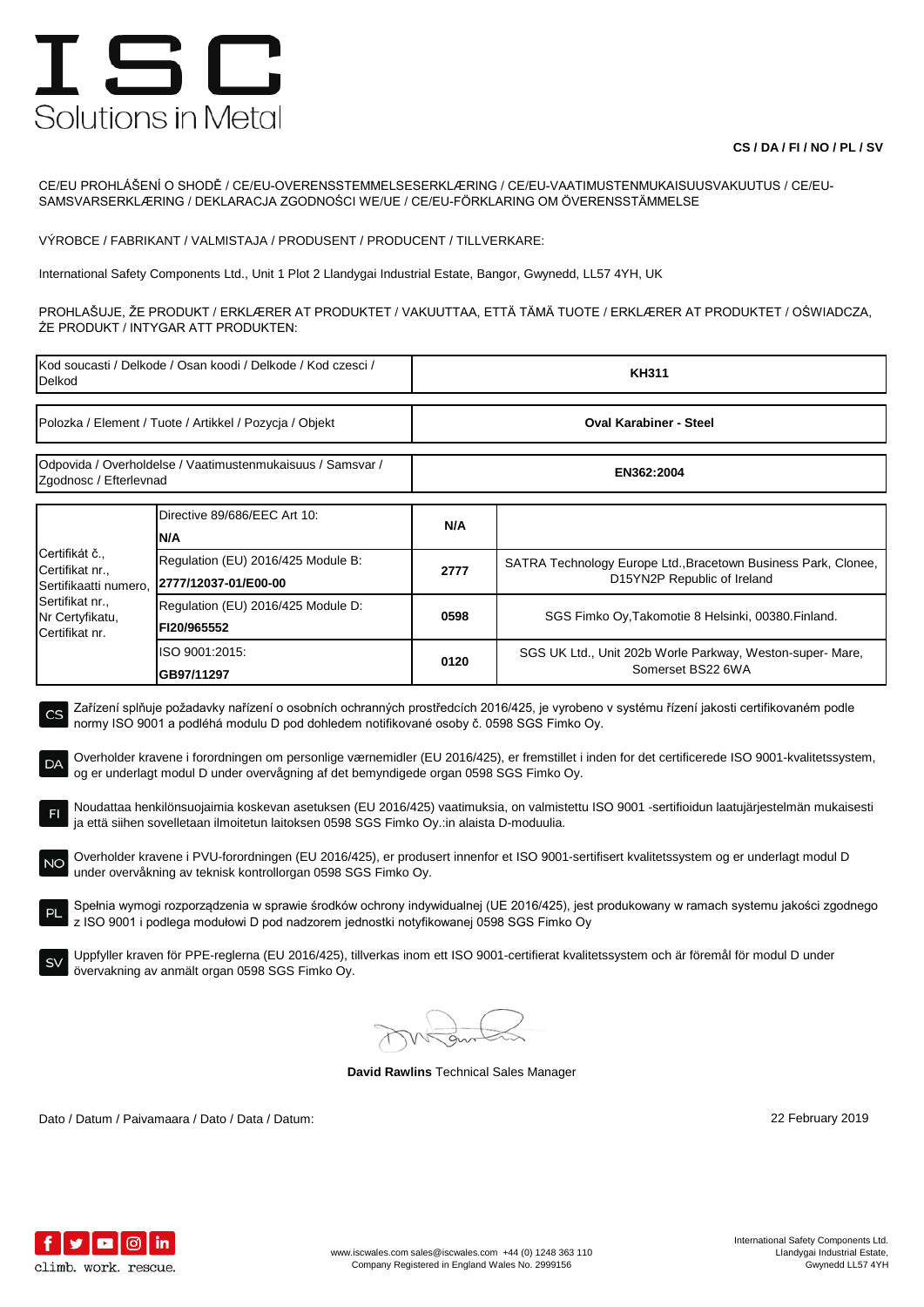# ISC

Solutions in Metal

**CS / DA / FI / NO / PL / SV**

CE/EU PROHLÁŠENÍ O SHODĚ / CE/EU-OVERENSSTEMMELSESERKLÆRING / CE/EU-VAATIMUSTENMUKAISUUSVAKUUTUS / CE/EU-SAMSVARSERKLÆRING / DEKLARACJA ZGODNOŚCI WE/UE / CE/EU-FÖRKLARING OM ÖVERENSSTÄMMELSE

VÝROBCE / FABRIKANT / VALMISTAJA / PRODUSENT / PRODUCENT / TILLVERKARE:

International Safety Components Ltd., Unit 1 Plot 2 Llandygai Industrial Estate, Bangor, Gwynedd, LL57 4YH, UK

PROHLAŠUJE, ŽE PRODUKT / ERKLÆRER AT PRODUKTET / VAKUUTTAA, ETTÄ TÄMÄ TUOTE / ERKLÆRER AT PRODUKTET / OŚWIADCZA, ŻE PRODUKT / INTYGAR ATT PRODUKTEN:

| | |
|---|---|
| Kod soucasti / Delkode / Osan koodi / Delkode / Kod czesci / Delkod | **KH311** |
| Polozka / Element / Tuote / Artikkel / Pozycja / Objekt | **Oval Karabiner - Steel** |
| Odpovida / Overholdelse / Vaatimustenmukaisuus / Samsvar / Zgodnosc / Efterlevnad | **EN362:2004** |

| | | | |
|---|---|---|---|
| Certifikát č., Certifikat nr., Sertifikaatti numero, Sertifikat nr., Nr Certyfikatu, Certifikat nr. | Directive 89/686/EEC Art 10: **N/A** | **N/A** | |
| | Regulation (EU) 2016/425 Module B: **2777/12037-01/E00-00** | **2777** | SATRA Technology Europe Ltd.,Bracetown Business Park, Clonee, D15YN2P Republic of Ireland |
| | Regulation (EU) 2016/425 Module D: **FI20/965552** | **0598** | SGS Fimko Oy,Takomotie 8 Helsinki, 00380.Finland. |
| | ISO 9001:2015: **GB97/11297** | **0120** | SGS UK Ltd., Unit 202b Worle Parkway, Weston-super- Mare, Somerset BS22 6WA |

**CS** Zařízení splňuje požadavky nařízení o osobních ochranných prostředcích 2016/425, je vyrobeno v systému řízení jakosti certifikovaném podle normy ISO 9001 a podléhá modulu D pod dohledem notifikované osoby č. 0598 SGS Fimko Oy.

**DA** Overholder kravene i forordningen om personlige værnemidler (EU 2016/425), er fremstillet i inden for det certificerede ISO 9001-kvalitetssystem, og er underlagt modul D under overvågning af det bemyndigede organ 0598 SGS Fimko Oy.

**FI** Noudattaa henkilönsuojaimia koskevan asetuksen (EU 2016/425) vaatimuksia, on valmistettu ISO 9001 -sertifioidun laatujärjestelmän mukaisesti ja että siihen sovelletaan ilmoitetun laitoksen 0598 SGS Fimko Oy.:in alaista D-moduulia.

**NO** Overholder kravene i PVU-forordningen (EU 2016/425), er produsert innenfor et ISO 9001-sertifisert kvalitetssystem og er underlagt modul D under overvåkning av teknisk kontrollorgan 0598 SGS Fimko Oy.

**PL** Spełnia wymogi rozporządzenia w sprawie środków ochrony indywidualnej (UE 2016/425), jest produkowany w ramach systemu jakości zgodnego z ISO 9001 i podlega modułowi D pod nadzorem jednostki notyfikowanej 0598 SGS Fimko Oy

**SV** Uppfyller kraven för PPE-reglerna (EU 2016/425), tillverkas inom ett ISO 9001-certifierat kvalitetssystem och är föremål för modul D under övervakning av anmält organ 0598 SGS Fimko Oy.

**David Rawlins** Technical Sales Manager

Dato / Datum / Paivamaara / Dato / Data / Datum: 22 February 2019

climb. work. rescue.

www.iscwales.com sales@iscwales.com +44 (0) 1248 363 110
Company Registered in England Wales No. 2999156

International Safety Components Ltd.
Llandygai Industrial Estate,
Gwynedd LL57 4YH